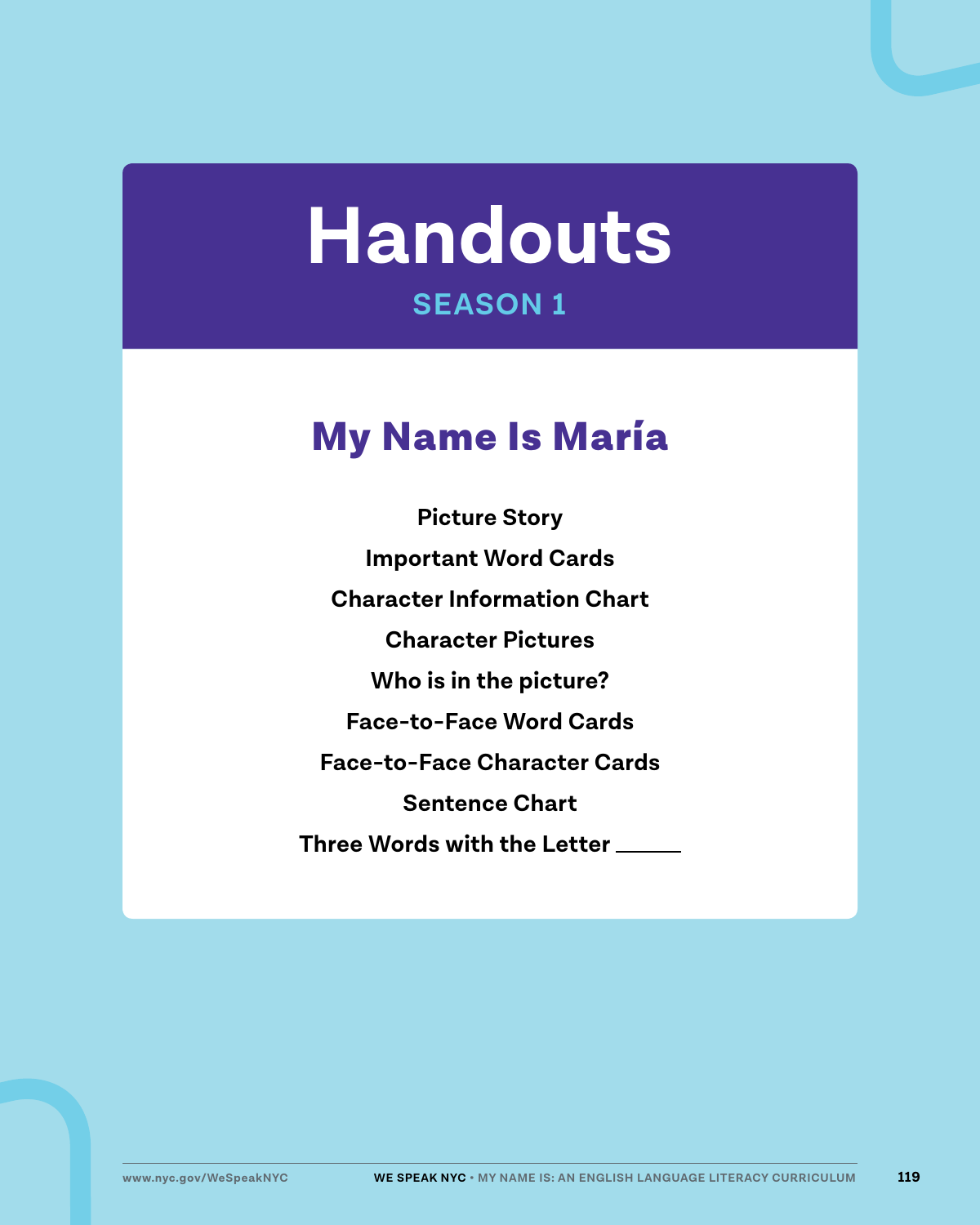# Handouts

**SEASON 1**

## My Name Is María

**Picture Story**

**Important Word Cards**

**Character Information Chart**

**Character Pictures**

**Who is in the picture?**

**Face-to-Face Word Cards**

**Face-to-Face Character Cards**

**Sentence Chart**

**Three Words with the Letter ______**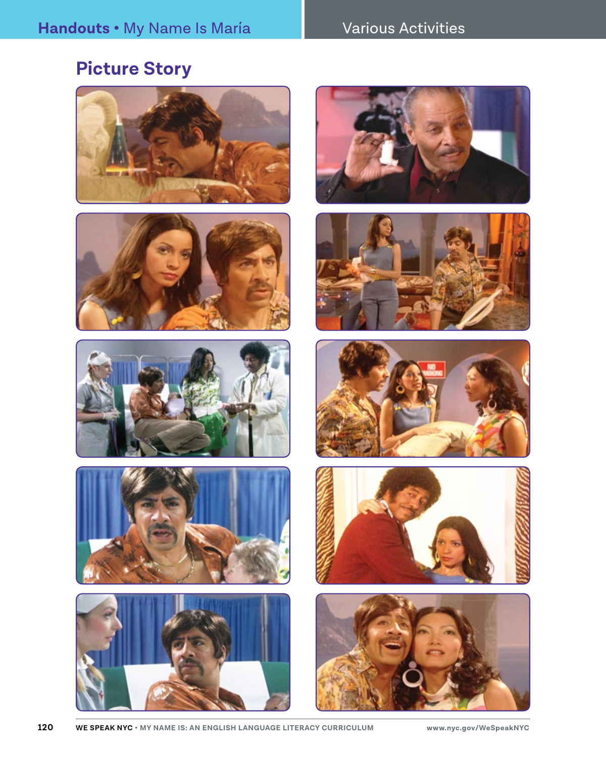## Picture Story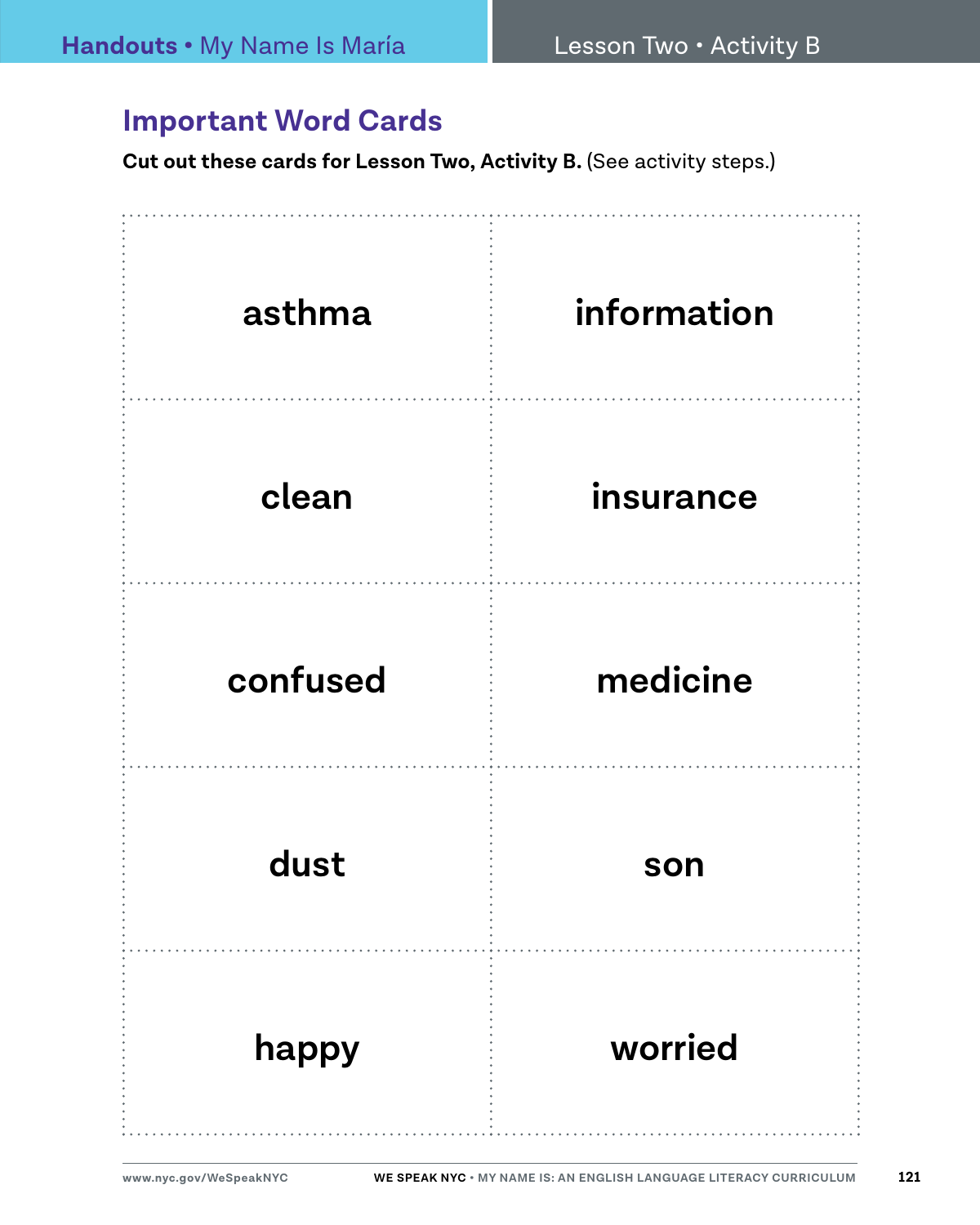## Important Word Cards

**Cut out these cards for Lesson Two, Activity B.** (See activity steps.)

| | |
|---|---|
| asthma | information |
| clean | insurance |
| confused | medicine |
| dust | son |
| happy | worried |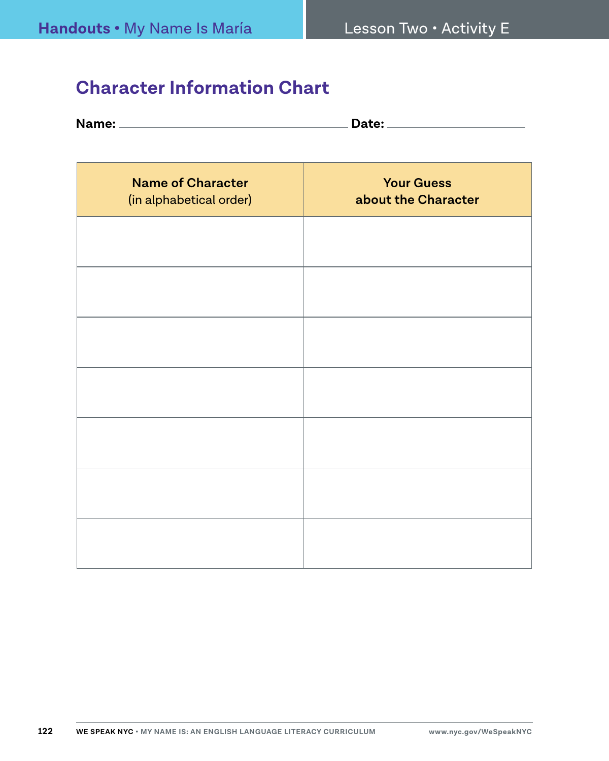## Character Information Chart

**Name:** ______________________ **Date:** ______________

| **Name of Character** (in alphabetical order) | **Your Guess about the Character** |
| --- | --- |
| | |
| | |
| | |
| | |
| | |
| | |
| | |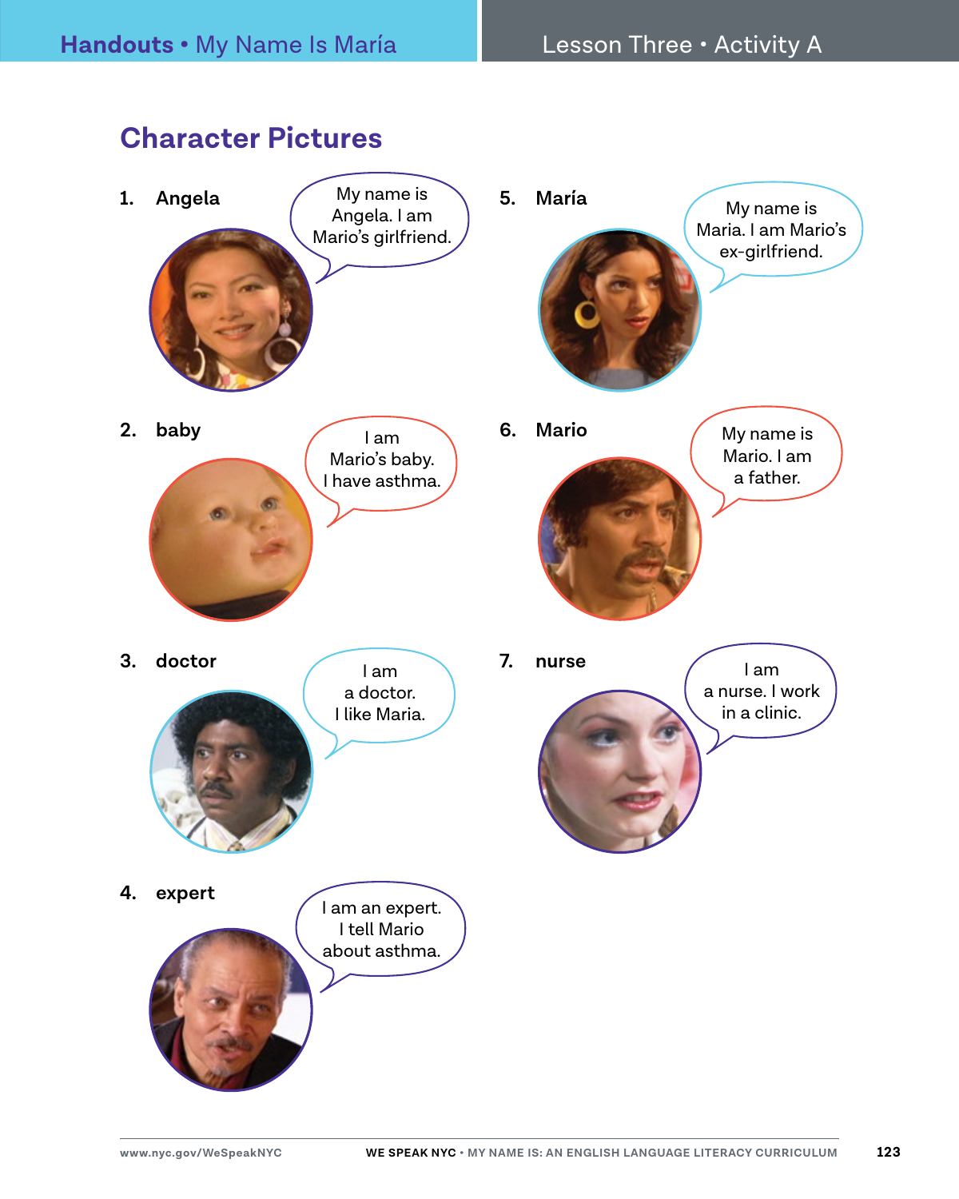## Character Pictures

1. **Angela**

   My name is Angela. I am Mario's girlfriend.

2. **baby**

   I am Mario's baby. I have asthma.

3. **doctor**

   I am a doctor. I like Maria.

4. **expert**

   I am an expert. I tell Mario about asthma.

5. **María**

   My name is Maria. I am Mario's ex-girlfriend.

6. **Mario**

   My name is Mario. I am a father.

7. **nurse**

   I am a nurse. I work in a clinic.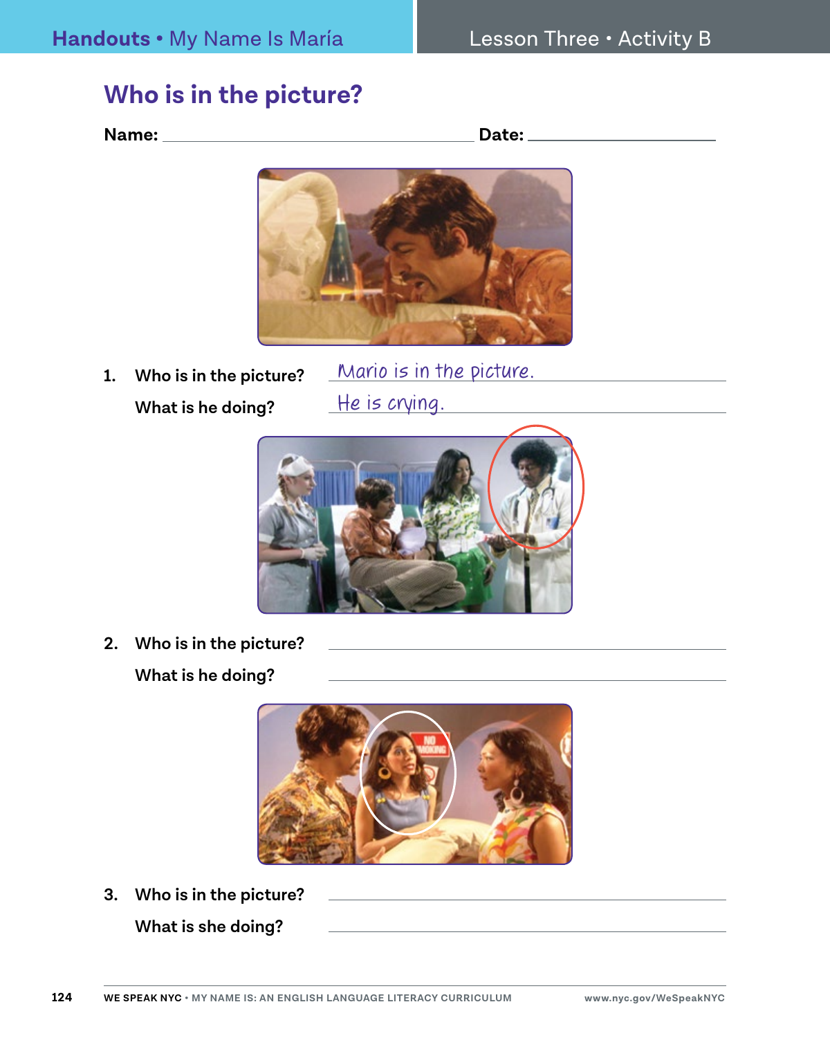# Who is in the picture?

**Name:** ______________________________ **Date:** ____________________

1. **Who is in the picture?** Mario is in the picture.

   **What is he doing?** He is crying.

2. **Who is in the picture?** ______________________________

   **What is he doing?** ______________________________

3. **Who is in the picture?** ______________________________

   **What is she doing?** ______________________________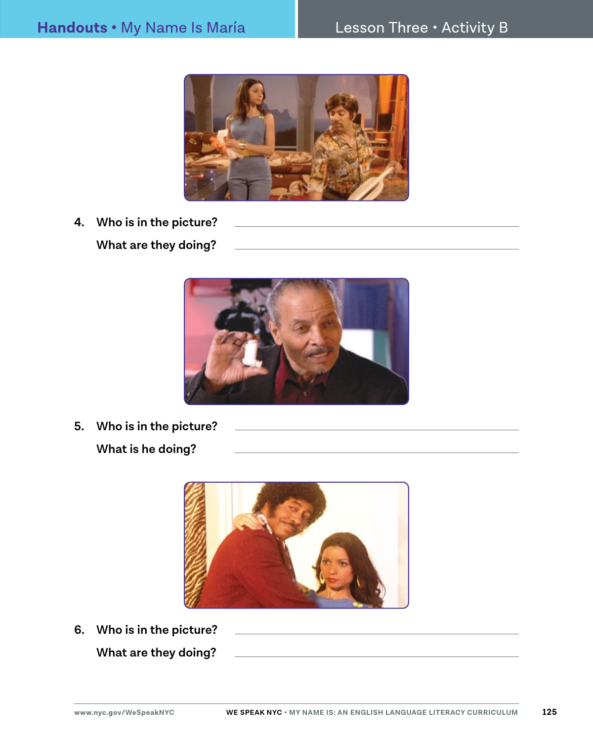4. **Who is in the picture?** ______________________________

   **What are they doing?** ______________________________

5. **Who is in the picture?** ______________________________

   **What is he doing?** ______________________________

6. **Who is in the picture?** ______________________________

   **What are they doing?** ______________________________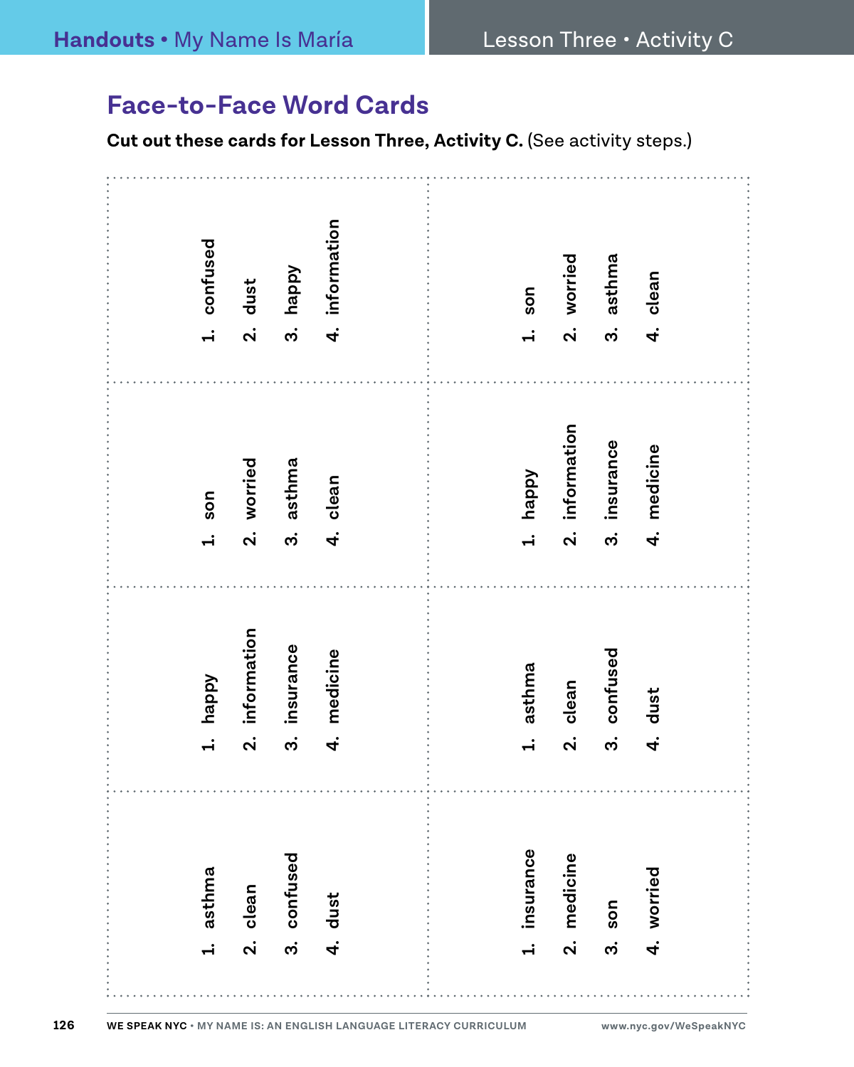## Face-to-Face Word Cards

**Cut out these cards for Lesson Three, Activity C.** (See activity steps.)

1. confused
2. dust
3. happy
4. information

---

1. son
2. worried
3. asthma
4. clean

---

1. son
2. worried
3. asthma
4. clean

---

1. happy
2. information
3. insurance
4. medicine

---

1. happy
2. information
3. insurance
4. medicine

---

1. asthma
2. clean
3. confused
4. dust

---

1. asthma
2. clean
3. confused
4. dust

---

1. insurance
2. medicine
3. son
4. worried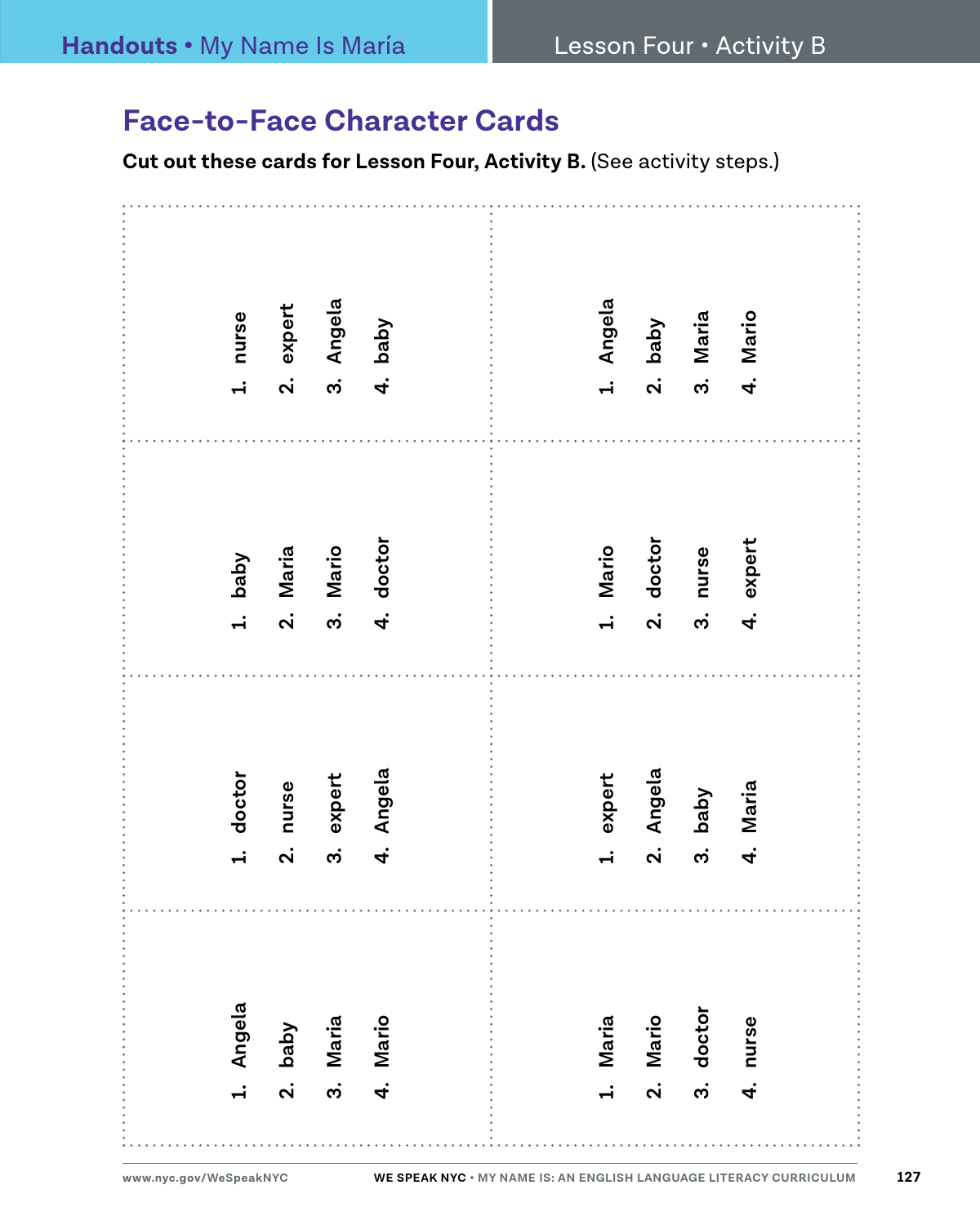## Face-to-Face Character Cards

**Cut out these cards for Lesson Four, Activity B.** (See activity steps.)

1. nurse
2. expert
3. Angela
4. baby

1. Angela
2. baby
3. Maria
4. Mario

1. baby
2. Maria
3. Mario
4. doctor

1. Mario
2. doctor
3. nurse
4. expert

1. doctor
2. nurse
3. expert
4. Angela

1. expert
2. Angela
3. baby
4. Maria

1. Angela
2. baby
3. Maria
4. Mario

1. Maria
2. Mario
3. doctor
4. nurse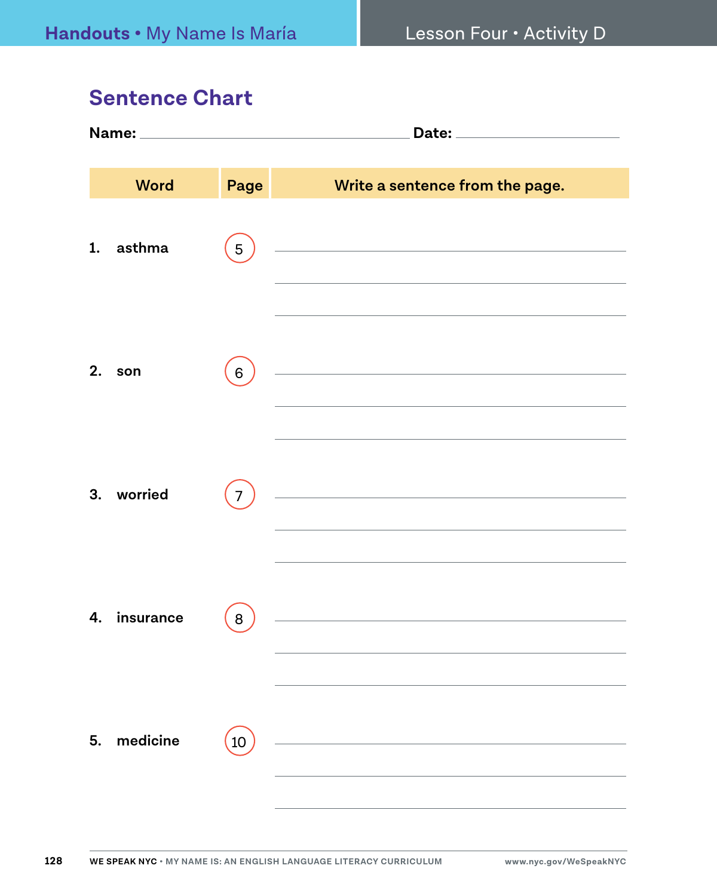## Sentence Chart

**Name:** ______________________ **Date:** ______________

| Word | Page | Write a sentence from the page. |
|---|---|---|
| 1. asthma | 5 | |
| 2. son | 6 | |
| 3. worried | 7 | |
| 4. insurance | 8 | |
| 5. medicine | 10 | |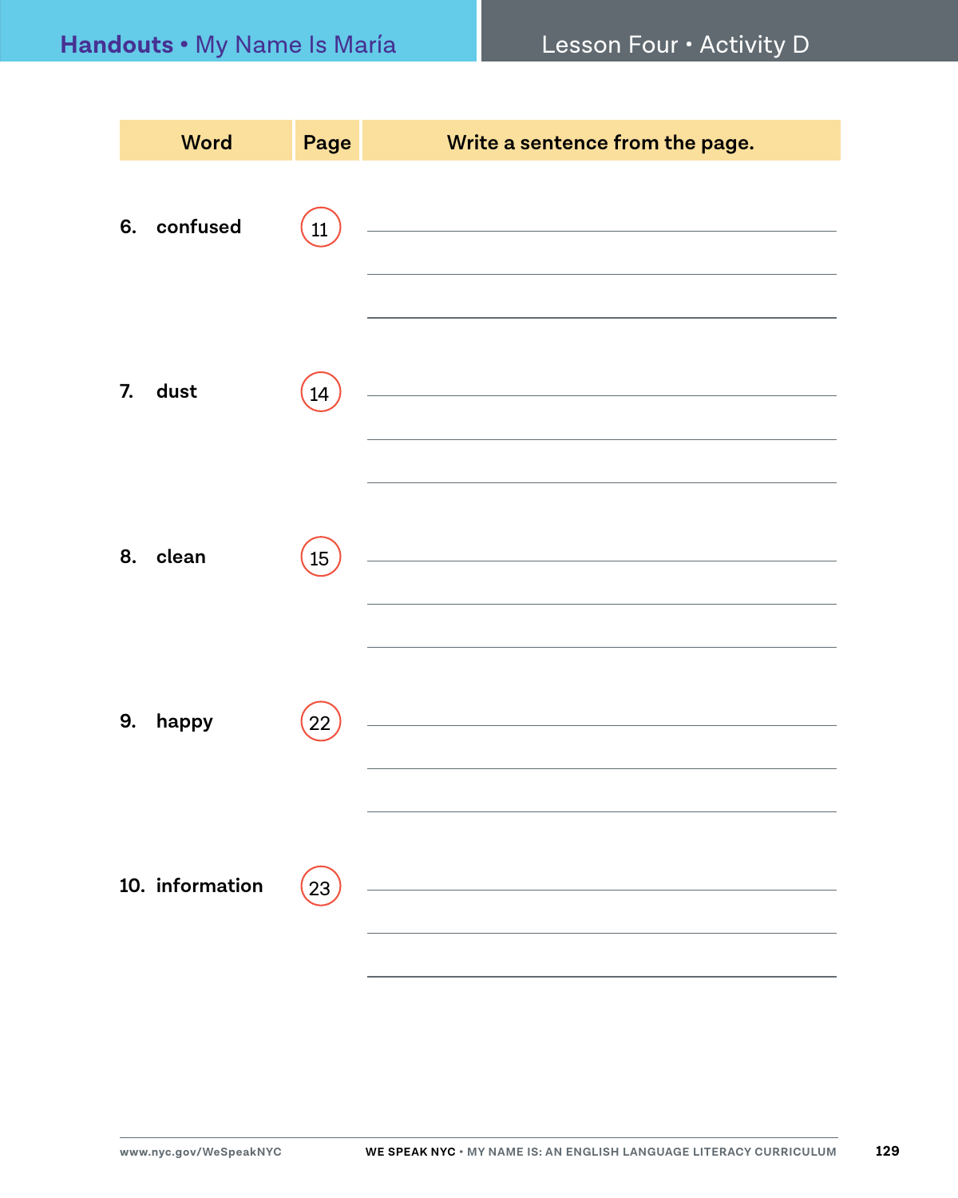| Word | Page | Write a sentence from the page. |
|---|---|---|
| 6. confused | 11 | |
| 7. dust | 14 | |
| 8. clean | 15 | |
| 9. happy | 22 | |
| 10. information | 23 | |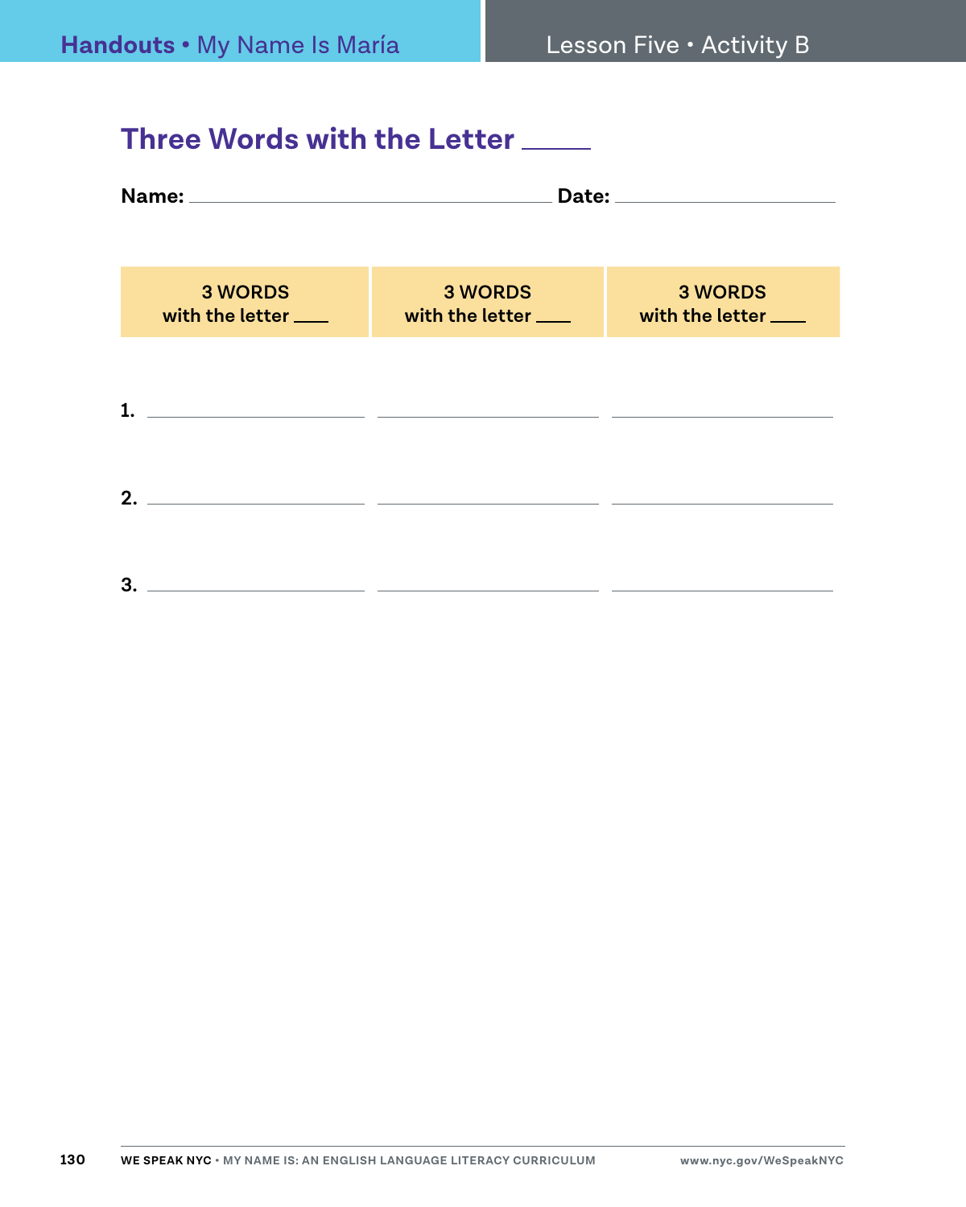# Three Words with the Letter \_\_\_\_\_

**Name:** \_\_\_\_\_\_\_\_\_\_\_\_\_\_\_\_\_\_\_\_\_\_\_\_\_\_\_\_\_\_ **Date:** \_\_\_\_\_\_\_\_\_\_\_\_\_\_\_\_\_\_\_\_

| | 3 WORDS with the letter \_\_\_\_ | 3 WORDS with the letter \_\_\_\_ | 3 WORDS with the letter \_\_\_\_ |
|---|---|---|---|
| 1. | \_\_\_\_\_\_\_\_\_\_\_\_\_\_\_\_\_\_\_\_ | \_\_\_\_\_\_\_\_\_\_\_\_\_\_\_\_\_\_\_\_ | \_\_\_\_\_\_\_\_\_\_\_\_\_\_\_\_\_\_\_\_ |
| 2. | \_\_\_\_\_\_\_\_\_\_\_\_\_\_\_\_\_\_\_\_ | \_\_\_\_\_\_\_\_\_\_\_\_\_\_\_\_\_\_\_\_ | \_\_\_\_\_\_\_\_\_\_\_\_\_\_\_\_\_\_\_\_ |
| 3. | \_\_\_\_\_\_\_\_\_\_\_\_\_\_\_\_\_\_\_\_ | \_\_\_\_\_\_\_\_\_\_\_\_\_\_\_\_\_\_\_\_ | \_\_\_\_\_\_\_\_\_\_\_\_\_\_\_\_\_\_\_\_ |